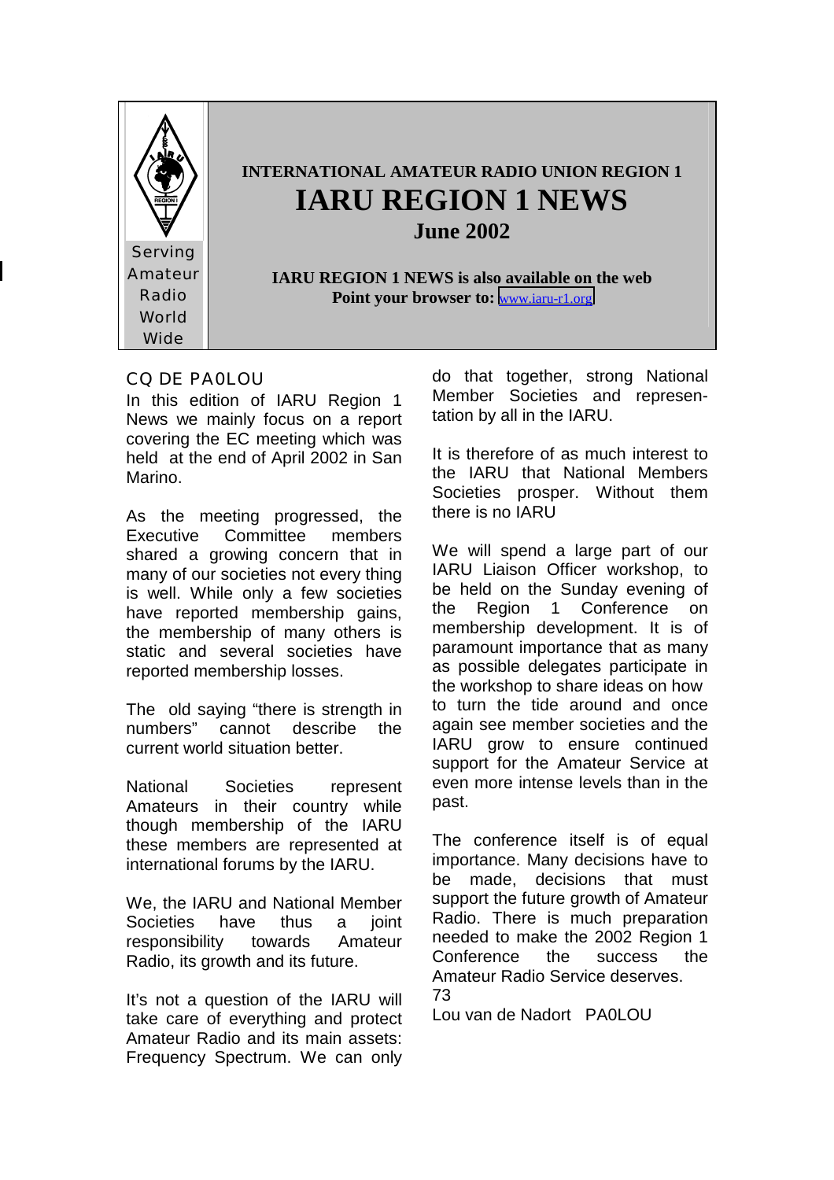Serving Amateur Radio World Wide

**INTERNATIONAL AMATEUR RADIO UNION REGION 1**

# IARU REGION 1 NEWS

**June 2002**

**IARU REGION 1 NEWS is also available on the web**
**Point your browser to:** www.iaru-r1.org

## CQ DE PA0LOU

In this edition of IARU Region 1 News we mainly focus on a report covering the EC meeting which was held at the end of April 2002 in San Marino.

As the meeting progressed, the Executive Committee members shared a growing concern that in many of our societies not every thing is well. While only a few societies have reported membership gains, the membership of many others is static and several societies have reported membership losses.

The old saying "there is strength in numbers" cannot describe the current world situation better.

National Societies represent Amateurs in their country while though membership of the IARU these members are represented at international forums by the IARU.

We, the IARU and National Member Societies have thus a joint responsibility towards Amateur Radio, its growth and its future.

It's not a question of the IARU will take care of everything and protect Amateur Radio and its main assets: Frequency Spectrum. We can only do that together, strong National Member Societies and representation by all in the IARU.

It is therefore of as much interest to the IARU that National Members Societies prosper. Without them there is no IARU

We will spend a large part of our IARU Liaison Officer workshop, to be held on the Sunday evening of the Region 1 Conference on membership development. It is of paramount importance that as many as possible delegates participate in the workshop to share ideas on how to turn the tide around and once again see member societies and the IARU grow to ensure continued support for the Amateur Service at even more intense levels than in the past.

The conference itself is of equal importance. Many decisions have to be made, decisions that must support the future growth of Amateur Radio. There is much preparation needed to make the 2002 Region 1 Conference the success the Amateur Radio Service deserves.

73

Lou van de Nadort PA0LOU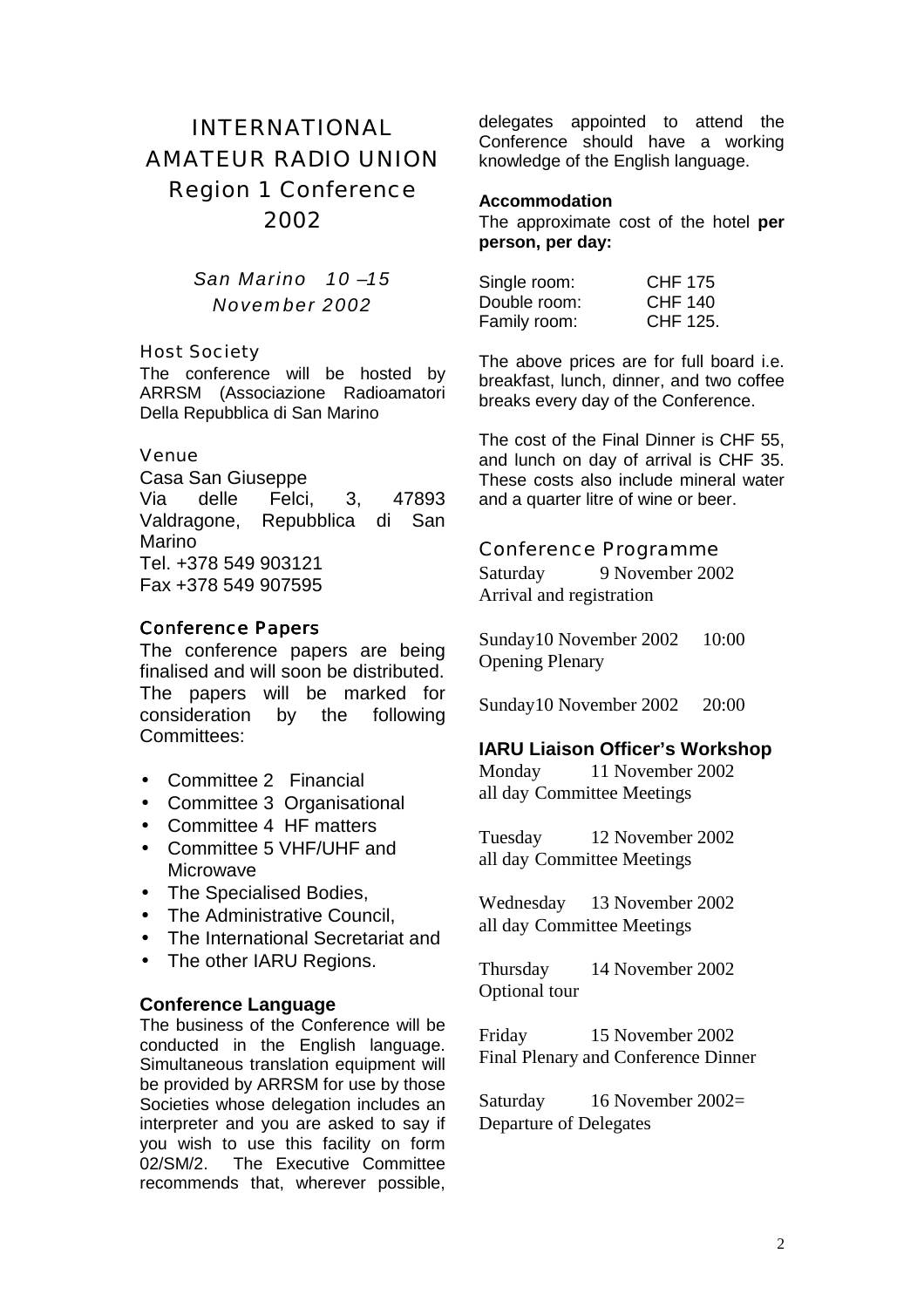# INTERNATIONAL AMATEUR RADIO UNION Region 1 Conference 2002

*San Marino 10 –15 November 2002*

## Host Society

The conference will be hosted by ARRSM (Associazione Radioamatori Della Repubblica di San Marino

## Venue

Casa San Giuseppe
Via delle Felci, 3, 47893 Valdragone, Repubblica di San Marino
Tel. +378 549 903121
Fax +378 549 907595

## Conference Papers

The conference papers are being finalised and will soon be distributed. The papers will be marked for consideration by the following Committees:

- Committee 2 Financial
- Committee 3 Organisational
- Committee 4 HF matters
- Committee 5 VHF/UHF and Microwave
- The Specialised Bodies,
- The Administrative Council,
- The International Secretariat and
- The other IARU Regions.

**Conference Language**

The business of the Conference will be conducted in the English language. Simultaneous translation equipment will be provided by ARRSM for use by those Societies whose delegation includes an interpreter and you are asked to say if you wish to use this facility on form 02/SM/2. The Executive Committee recommends that, wherever possible, delegates appointed to attend the Conference should have a working knowledge of the English language.

**Accommodation**

The approximate cost of the hotel **per person, per day:**

| | |
|---|---|
| Single room: | CHF 175 |
| Double room: | CHF 140 |
| Family room: | CHF 125. |

The above prices are for full board i.e. breakfast, lunch, dinner, and two coffee breaks every day of the Conference.

The cost of the Final Dinner is CHF 55, and lunch on day of arrival is CHF 35. These costs also include mineral water and a quarter litre of wine or beer.

## Conference Programme

Saturday 9 November 2002
Arrival and registration

Sunday10 November 2002 10:00
Opening Plenary

Sunday10 November 2002 20:00

**IARU Liaison Officer's Workshop**

Monday 11 November 2002
all day Committee Meetings

Tuesday 12 November 2002
all day Committee Meetings

Wednesday 13 November 2002
all day Committee Meetings

Thursday 14 November 2002
Optional tour

Friday 15 November 2002
Final Plenary and Conference Dinner

Saturday 16 November 2002=
Departure of Delegates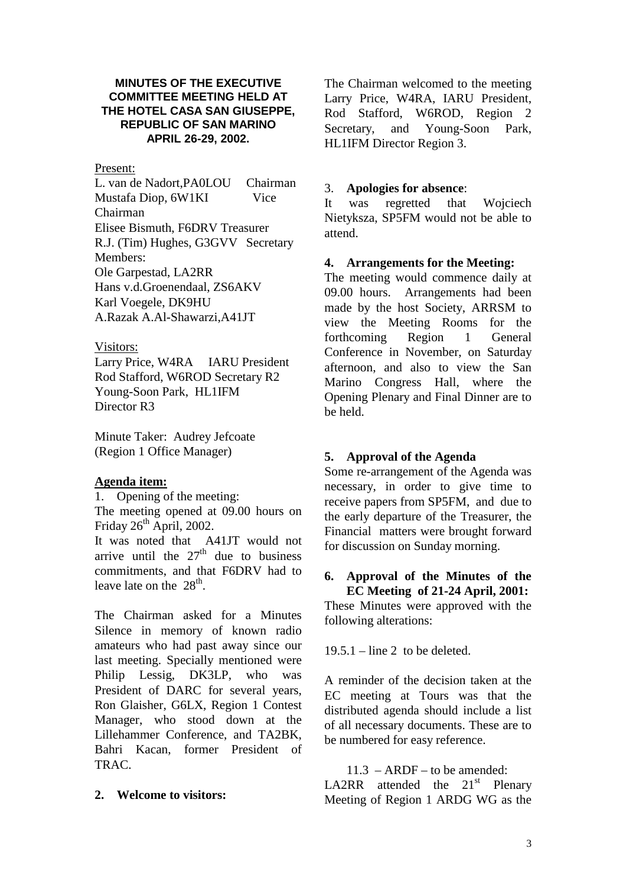**MINUTES OF THE EXECUTIVE COMMITTEE MEETING HELD AT THE HOTEL CASA SAN GIUSEPPE, REPUBLIC OF SAN MARINO APRIL 26-29, 2002.**

Present:

L. van de Nadort,PA0LOU Chairman
Mustafa Diop, 6W1KI Vice Chairman
Elisee Bismuth, F6DRV Treasurer
R.J. (Tim) Hughes, G3GVV Secretary
Members:
Ole Garpestad, LA2RR
Hans v.d.Groenendaal, ZS6AKV
Karl Voegele, DK9HU
A.Razak A.Al-Shawarzi,A41JT

Visitors:

Larry Price, W4RA IARU President
Rod Stafford, W6ROD Secretary R2
Young-Soon Park, HL1IFM Director R3

Minute Taker: Audrey Jefcoate (Region 1 Office Manager)

**Agenda item:**

1. Opening of the meeting:

The meeting opened at 09.00 hours on Friday 26th April, 2002.

It was noted that A41JT would not arrive until the 27th due to business commitments, and that F6DRV had to leave late on the 28th.

The Chairman asked for a Minutes Silence in memory of known radio amateurs who had past away since our last meeting. Specially mentioned were Philip Lessig, DK3LP, who was President of DARC for several years, Ron Glaisher, G6LX, Region 1 Contest Manager, who stood down at the Lillehammer Conference, and TA2BK, Bahri Kacan, former President of TRAC.

**2. Welcome to visitors:**

The Chairman welcomed to the meeting Larry Price, W4RA, IARU President, Rod Stafford, W6ROD, Region 2 Secretary, and Young-Soon Park, HL1IFM Director Region 3.

3. **Apologies for absence**:

It was regretted that Wojciech Nietyksza, SP5FM would not be able to attend.

**4. Arrangements for the Meeting:**

The meeting would commence daily at 09.00 hours. Arrangements had been made by the host Society, ARRSM to view the Meeting Rooms for the forthcoming Region 1 General Conference in November, on Saturday afternoon, and also to view the San Marino Congress Hall, where the Opening Plenary and Final Dinner are to be held.

**5. Approval of the Agenda**

Some re-arrangement of the Agenda was necessary, in order to give time to receive papers from SP5FM, and due to the early departure of the Treasurer, the Financial matters were brought forward for discussion on Sunday morning.

**6. Approval of the Minutes of the EC Meeting of 21-24 April, 2001:**

These Minutes were approved with the following alterations:

19.5.1 – line 2 to be deleted.

A reminder of the decision taken at the EC meeting at Tours was that the distributed agenda should include a list of all necessary documents. These are to be numbered for easy reference.

11.3 – ARDF – to be amended:

LA2RR attended the 21st Plenary Meeting of Region 1 ARDG WG as the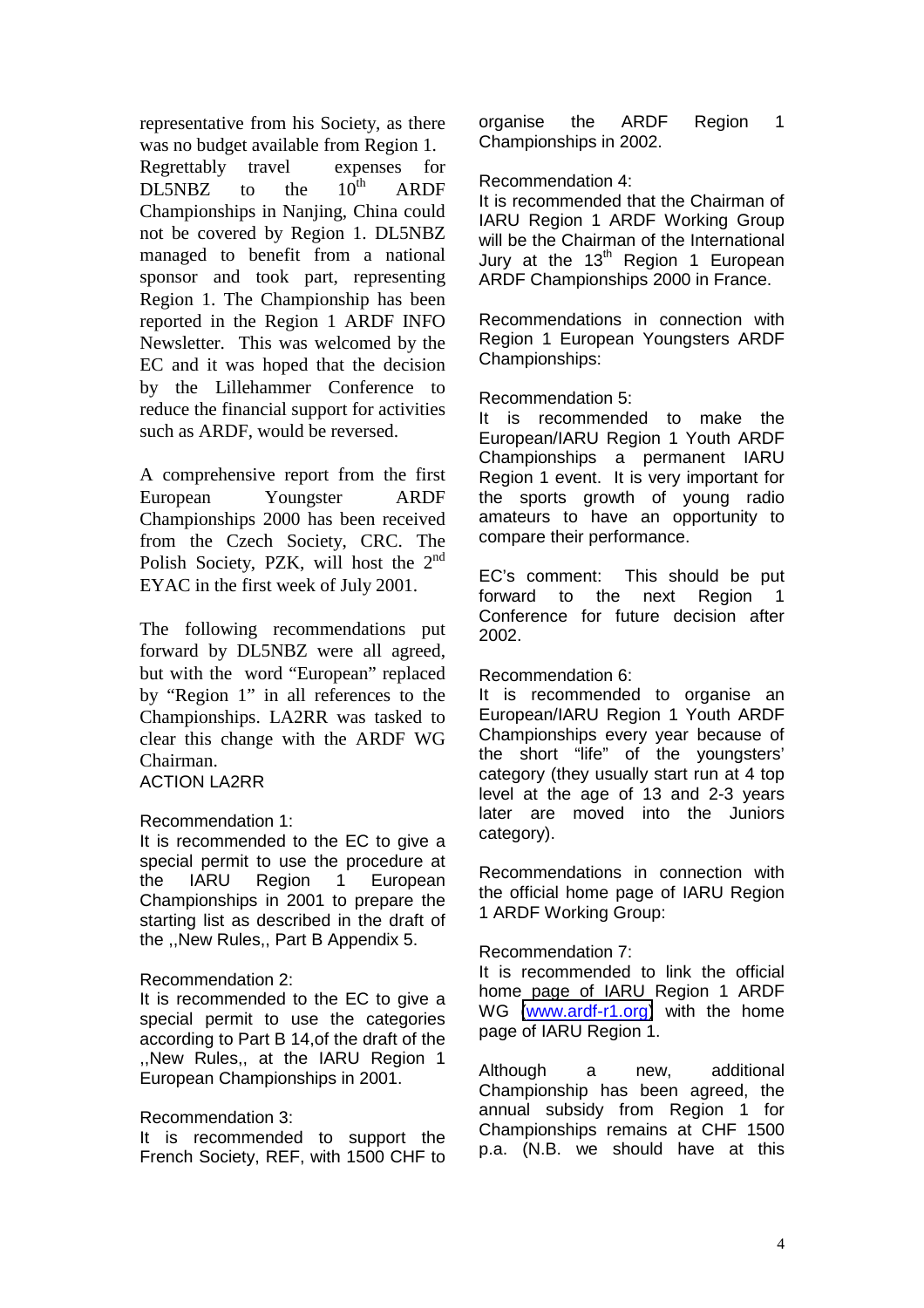representative from his Society, as there was no budget available from Region 1. Regrettably travel expenses for DL5NBZ to the 10th ARDF Championships in Nanjing, China could not be covered by Region 1. DL5NBZ managed to benefit from a national sponsor and took part, representing Region 1. The Championship has been reported in the Region 1 ARDF INFO Newsletter. This was welcomed by the EC and it was hoped that the decision by the Lillehammer Conference to reduce the financial support for activities such as ARDF, would be reversed.

A comprehensive report from the first European Youngster ARDF Championships 2000 has been received from the Czech Society, CRC. The Polish Society, PZK, will host the 2nd EYAC in the first week of July 2001.

The following recommendations put forward by DL5NBZ were all agreed, but with the word "European" replaced by "Region 1" in all references to the Championships. LA2RR was tasked to clear this change with the ARDF WG Chairman.
ACTION LA2RR

Recommendation 1:
It is recommended to the EC to give a special permit to use the procedure at the IARU Region 1 European Championships in 2001 to prepare the starting list as described in the draft of the ,,New Rules,, Part B Appendix 5.

Recommendation 2:
It is recommended to the EC to give a special permit to use the categories according to Part B 14,of the draft of the ,,New Rules,, at the IARU Region 1 European Championships in 2001.

Recommendation 3:
It is recommended to support the French Society, REF, with 1500 CHF to organise the ARDF Region 1 Championships in 2002.

Recommendation 4:
It is recommended that the Chairman of IARU Region 1 ARDF Working Group will be the Chairman of the International Jury at the 13th Region 1 European ARDF Championships 2000 in France.

Recommendations in connection with Region 1 European Youngsters ARDF Championships:

Recommendation 5:
It is recommended to make the European/IARU Region 1 Youth ARDF Championships a permanent IARU Region 1 event. It is very important for the sports growth of young radio amateurs to have an opportunity to compare their performance.

EC's comment: This should be put forward to the next Region 1 Conference for future decision after 2002.

Recommendation 6:
It is recommended to organise an European/IARU Region 1 Youth ARDF Championships every year because of the short "life" of the youngsters' category (they usually start run at 4 top level at the age of 13 and 2-3 years later are moved into the Juniors category).

Recommendations in connection with the official home page of IARU Region 1 ARDF Working Group:

Recommendation 7:
It is recommended to link the official home page of IARU Region 1 ARDF WG (www.ardf-r1.org) with the home page of IARU Region 1.

Although a new, additional Championship has been agreed, the annual subsidy from Region 1 for Championships remains at CHF 1500 p.a. (N.B. we should have at this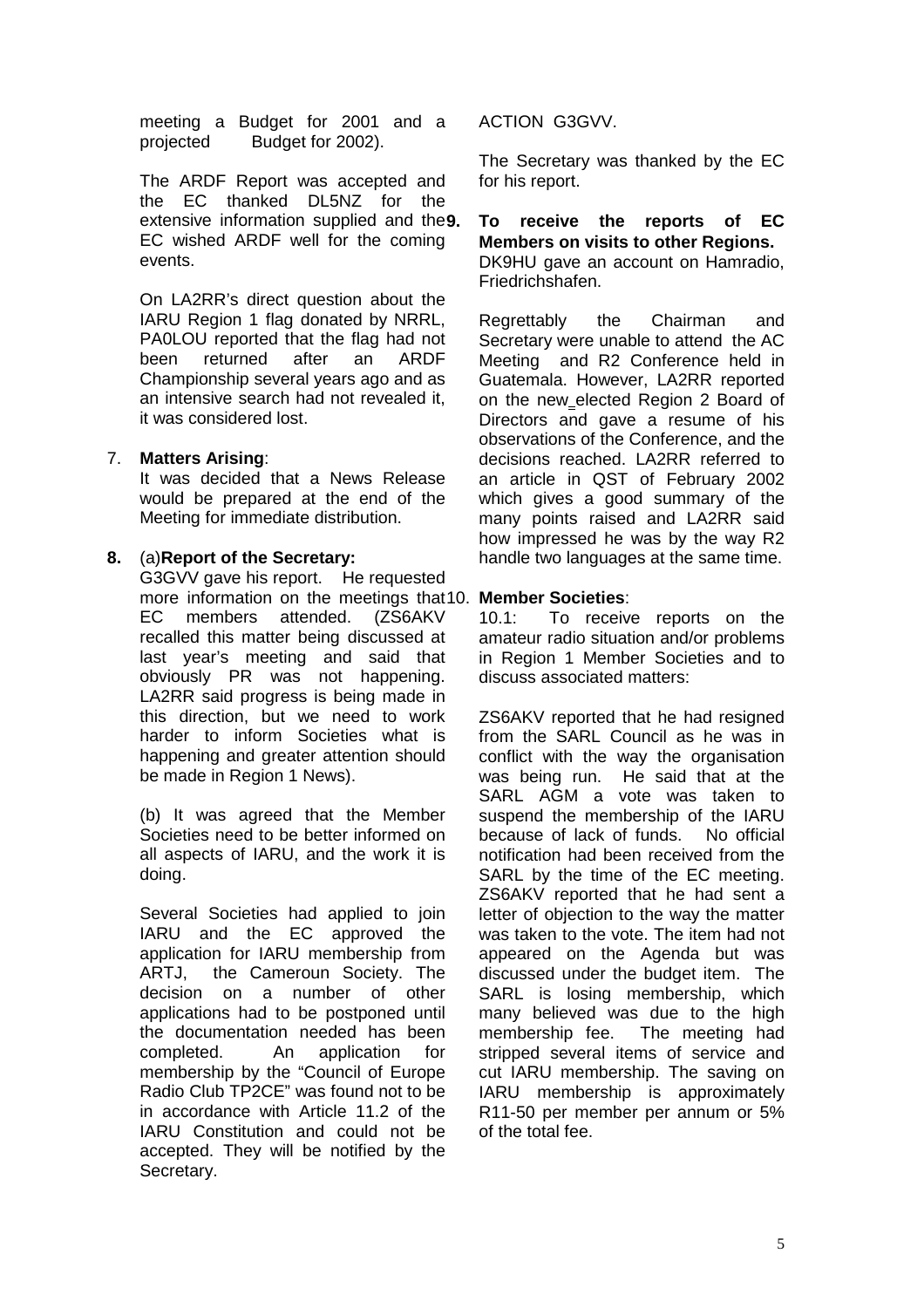meeting a Budget for 2001 and a projected Budget for 2002).

The ARDF Report was accepted and the EC thanked DL5NZ for the extensive information supplied and the EC wished ARDF well for the coming events.

On LA2RR's direct question about the IARU Region 1 flag donated by NRRL, PA0LOU reported that the flag had not been returned after an ARDF Championship several years ago and as an intensive search had not revealed it, it was considered lost.

7. **Matters Arising**:
   It was decided that a News Release would be prepared at the end of the Meeting for immediate distribution.

**8.** (a)**Report of the Secretary:**
   G3GVV gave his report. He requested more information on the meetings that EC members attended. (ZS6AKV recalled this matter being discussed at last year's meeting and said that obviously PR was not happening. LA2RR said progress is being made in this direction, but we need to work harder to inform Societies what is happening and greater attention should be made in Region 1 News).

   (b) It was agreed that the Member Societies need to be better informed on all aspects of IARU, and the work it is doing.

   Several Societies had applied to join IARU and the EC approved the application for IARU membership from ARTJ, the Cameroun Society. The decision on a number of other applications had to be postponed until the documentation needed has been completed. An application for membership by the "Council of Europe Radio Club TP2CE" was found not to be in accordance with Article 11.2 of the IARU Constitution and could not be accepted. They will be notified by the Secretary.

   ACTION G3GVV.

   The Secretary was thanked by the EC for his report.

**9. To receive the reports of EC Members on visits to other Regions.**
   DK9HU gave an account on Hamradio, Friedrichshafen.

   Regrettably the Chairman and Secretary were unable to attend the AC Meeting and R2 Conference held in Guatemala. However, LA2RR reported on the new elected Region 2 Board of Directors and gave a resume of his observations of the Conference, and the decisions reached. LA2RR referred to an article in QST of February 2002 which gives a good summary of the many points raised and LA2RR said how impressed he was by the way R2 handle two languages at the same time.

10. **Member Societies**:
    10.1: To receive reports on the amateur radio situation and/or problems in Region 1 Member Societies and to discuss associated matters:

    ZS6AKV reported that he had resigned from the SARL Council as he was in conflict with the way the organisation was being run. He said that at the SARL AGM a vote was taken to suspend the membership of the IARU because of lack of funds. No official notification had been received from the SARL by the time of the EC meeting. ZS6AKV reported that he had sent a letter of objection to the way the matter was taken to the vote. The item had not appeared on the Agenda but was discussed under the budget item. The SARL is losing membership, which many believed was due to the high membership fee. The meeting had stripped several items of service and cut IARU membership. The saving on IARU membership is approximately R11-50 per member per annum or 5% of the total fee.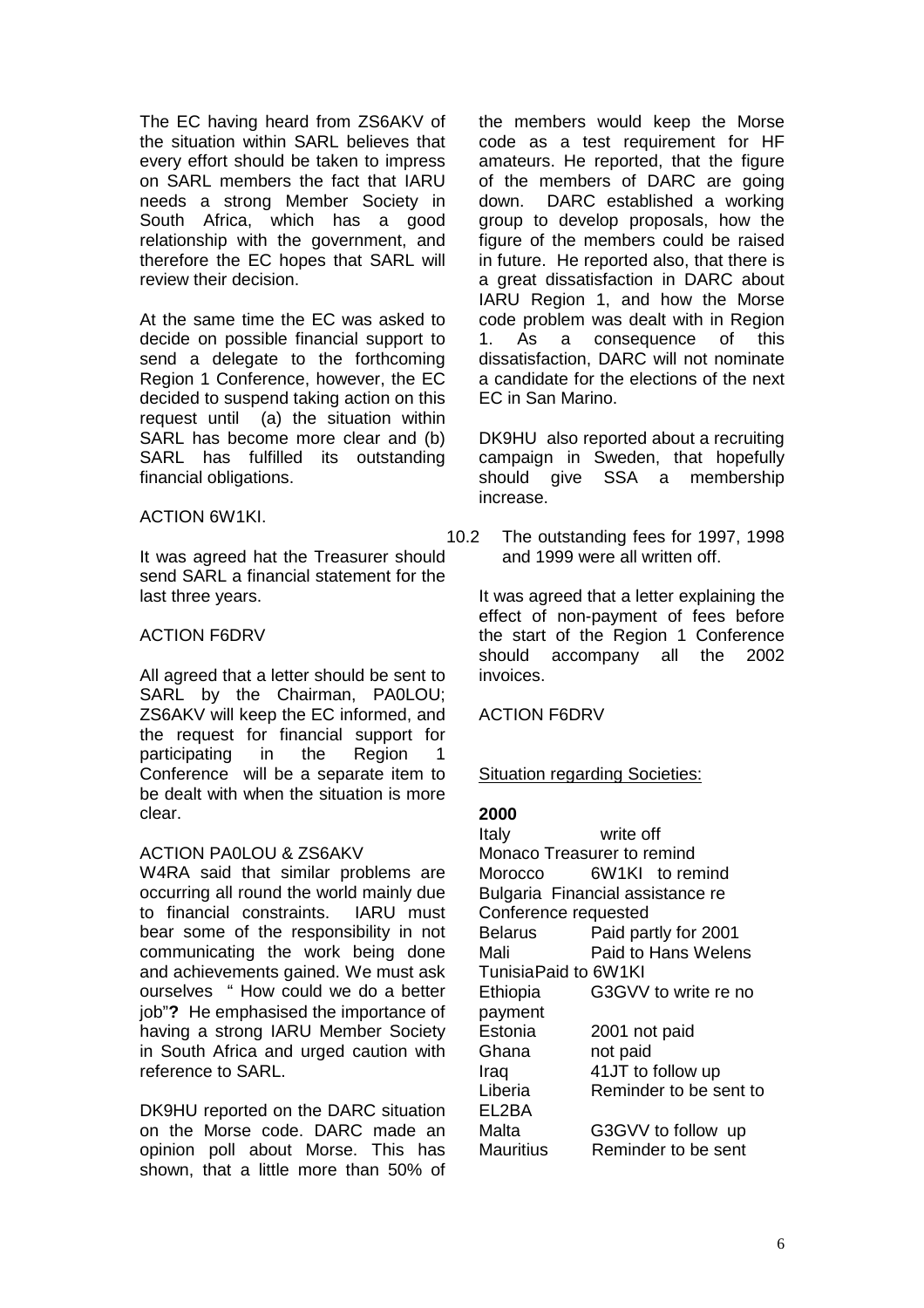The EC having heard from ZS6AKV of the situation within SARL believes that every effort should be taken to impress on SARL members the fact that IARU needs a strong Member Society in South Africa, which has a good relationship with the government, and therefore the EC hopes that SARL will review their decision.

At the same time the EC was asked to decide on possible financial support to send a delegate to the forthcoming Region 1 Conference, however, the EC decided to suspend taking action on this request until (a) the situation within SARL has become more clear and (b) SARL has fulfilled its outstanding financial obligations.

ACTION 6W1KI.

It was agreed hat the Treasurer should send SARL a financial statement for the last three years.

ACTION F6DRV

All agreed that a letter should be sent to SARL by the Chairman, PA0LOU; ZS6AKV will keep the EC informed, and the request for financial support for participating in the Region 1 Conference will be a separate item to be dealt with when the situation is more clear.

ACTION PA0LOU & ZS6AKV

W4RA said that similar problems are occurring all round the world mainly due to financial constraints. IARU must bear some of the responsibility in not communicating the work being done and achievements gained. We must ask ourselves " How could we do a better job"**?** He emphasised the importance of having a strong IARU Member Society in South Africa and urged caution with reference to SARL.

DK9HU reported on the DARC situation on the Morse code. DARC made an opinion poll about Morse. This has shown, that a little more than 50% of the members would keep the Morse code as a test requirement for HF amateurs. He reported, that the figure of the members of DARC are going down. DARC established a working group to develop proposals, how the figure of the members could be raised in future. He reported also, that there is a great dissatisfaction in DARC about IARU Region 1, and how the Morse code problem was dealt with in Region 1. As a consequence of this dissatisfaction, DARC will not nominate a candidate for the elections of the next EC in San Marino.

DK9HU also reported about a recruiting campaign in Sweden, that hopefully should give SSA a membership increase.

10.2 The outstanding fees for 1997, 1998 and 1999 were all written off.

It was agreed that a letter explaining the effect of non-payment of fees before the start of the Region 1 Conference should accompany all the 2002 invoices.

ACTION F6DRV

Situation regarding Societies:

**2000**

Italy write off
Monaco Treasurer to remind
Morocco 6W1KI to remind
Bulgaria Financial assistance re Conference requested
Belarus Paid partly for 2001
Mali Paid to Hans Welens
Tunisia Paid to 6W1KI
Ethiopia G3GVV to write re no payment
Estonia 2001 not paid
Ghana not paid
Iraq 41JT to follow up
Liberia Reminder to be sent to EL2BA
Malta G3GVV to follow up
Mauritius Reminder to be sent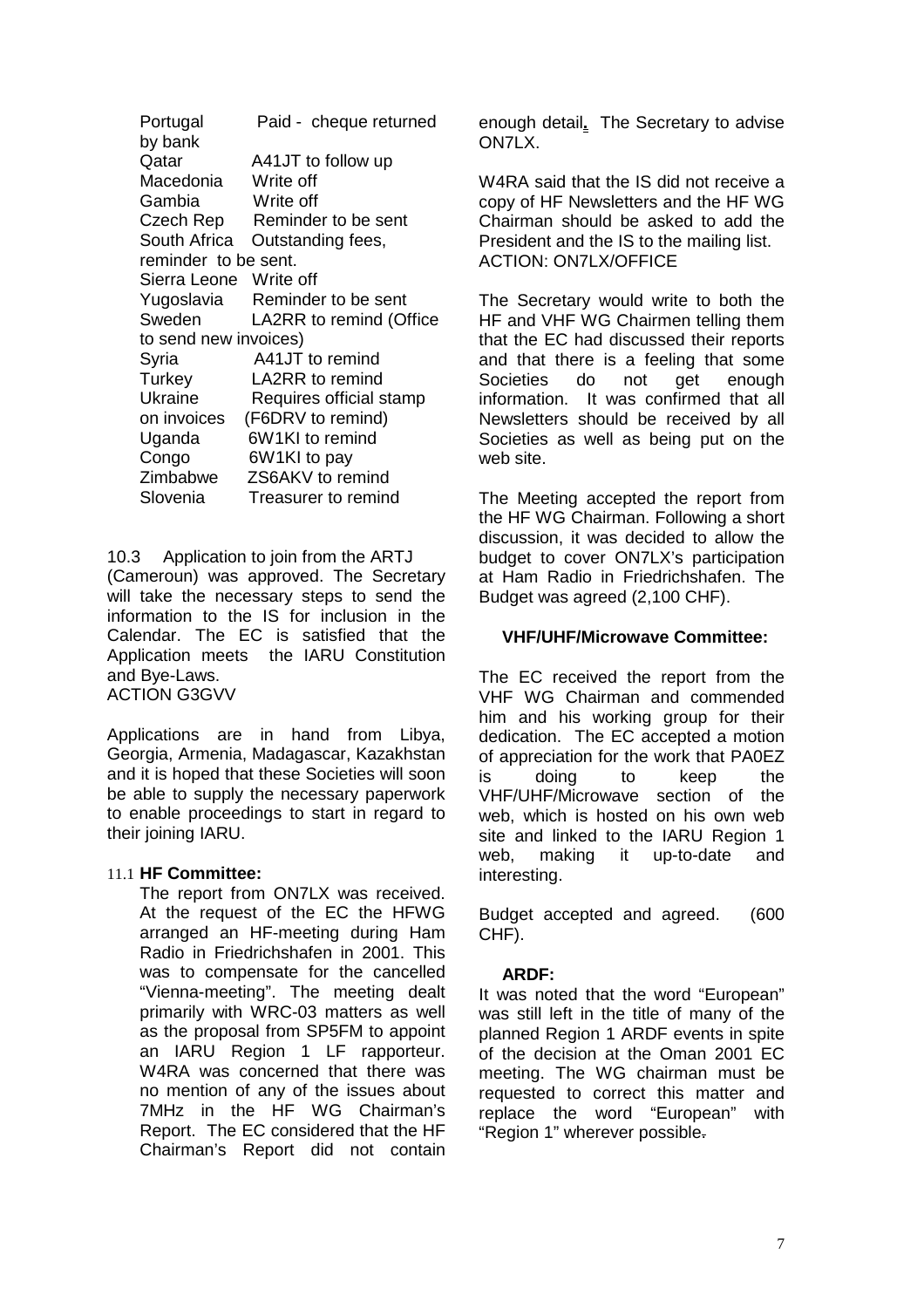| | |
|---|---|
| Portugal | Paid - cheque returned by bank |
| Qatar | A41JT to follow up |
| Macedonia | Write off |
| Gambia | Write off |
| Czech Rep | Reminder to be sent |
| South Africa | Outstanding fees, reminder to be sent. |
| Sierra Leone | Write off |
| Yugoslavia | Reminder to be sent |
| Sweden | LA2RR to remind (Office to send new invoices) |
| Syria | A41JT to remind |
| Turkey | LA2RR to remind |
| Ukraine | Requires official stamp on invoices (F6DRV to remind) |
| Uganda | 6W1KI to remind |
| Congo | 6W1KI to pay |
| Zimbabwe | ZS6AKV to remind |
| Slovenia | Treasurer to remind |

10.3 Application to join from the ARTJ (Cameroun) was approved. The Secretary will take the necessary steps to send the information to the IS for inclusion in the Calendar. The EC is satisfied that the Application meets the IARU Constitution and Bye-Laws.
ACTION G3GVV

Applications are in hand from Libya, Georgia, Armenia, Madagascar, Kazakhstan and it is hoped that these Societies will soon be able to supply the necessary paperwork to enable proceedings to start in regard to their joining IARU.

11.1 **HF Committee:**

The report from ON7LX was received. At the request of the EC the HFWG arranged an HF-meeting during Ham Radio in Friedrichshafen in 2001. This was to compensate for the cancelled "Vienna-meeting". The meeting dealt primarily with WRC-03 matters as well as the proposal from SP5FM to appoint an IARU Region 1 LF rapporteur. W4RA was concerned that there was no mention of any of the issues about 7MHz in the HF WG Chairman's Report. The EC considered that the HF Chairman's Report did not contain enough detail. The Secretary to advise ON7LX.

W4RA said that the IS did not receive a copy of HF Newsletters and the HF WG Chairman should be asked to add the President and the IS to the mailing list.
ACTION: ON7LX/OFFICE

The Secretary would write to both the HF and VHF WG Chairmen telling them that the EC had discussed their reports and that there is a feeling that some Societies do not get enough information. It was confirmed that all Newsletters should be received by all Societies as well as being put on the web site.

The Meeting accepted the report from the HF WG Chairman. Following a short discussion, it was decided to allow the budget to cover ON7LX's participation at Ham Radio in Friedrichshafen. The Budget was agreed (2,100 CHF).

**VHF/UHF/Microwave Committee:**

The EC received the report from the VHF WG Chairman and commended him and his working group for their dedication. The EC accepted a motion of appreciation for the work that PA0EZ is doing to keep the VHF/UHF/Microwave section of the web, which is hosted on his own web site and linked to the IARU Region 1 web, making it up-to-date and interesting.

Budget accepted and agreed. (600 CHF).

**ARDF:**

It was noted that the word "European" was still left in the title of many of the planned Region 1 ARDF events in spite of the decision at the Oman 2001 EC meeting. The WG chairman must be requested to correct this matter and replace the word "European" with "Region 1" wherever possible.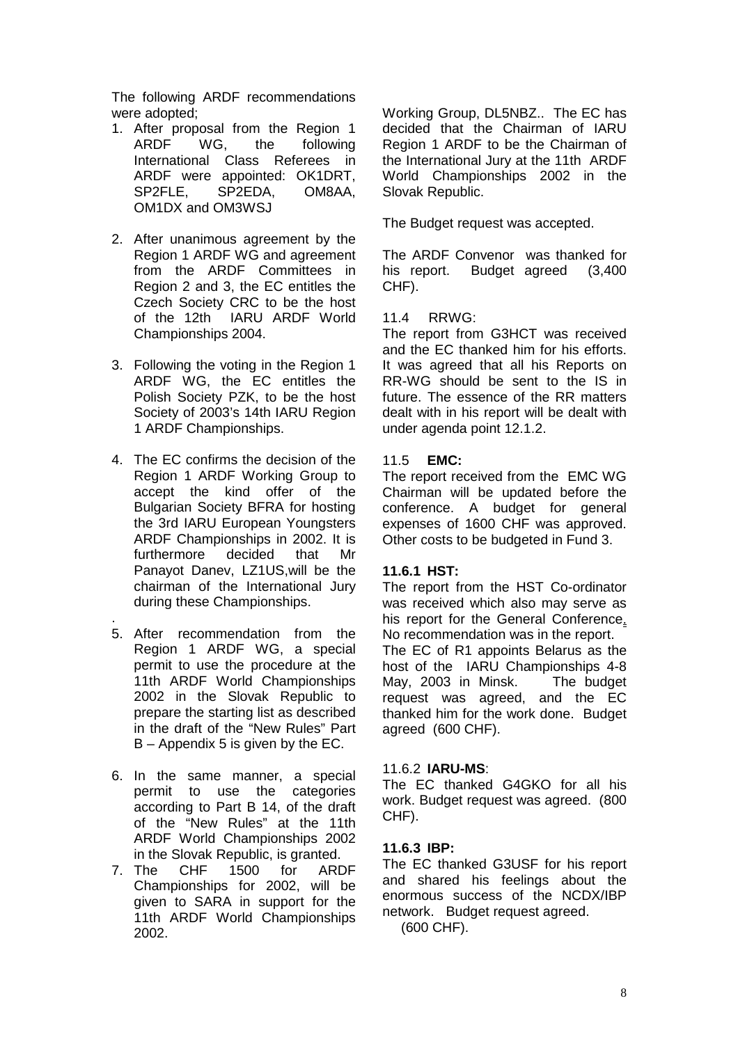The following ARDF recommendations were adopted;

1. After proposal from the Region 1 ARDF WG, the following International Class Referees in ARDF were appointed: OK1DRT, SP2FLE, SP2EDA, OM8AA, OM1DX and OM3WSJ

2. After unanimous agreement by the Region 1 ARDF WG and agreement from the ARDF Committees in Region 2 and 3, the EC entitles the Czech Society CRC to be the host of the 12th IARU ARDF World Championships 2004.

3. Following the voting in the Region 1 ARDF WG, the EC entitles the Polish Society PZK, to be the host Society of 2003's 14th IARU Region 1 ARDF Championships.

4. The EC confirms the decision of the Region 1 ARDF Working Group to accept the kind offer of the Bulgarian Society BFRA for hosting the 3rd IARU European Youngsters ARDF Championships in 2002. It is furthermore decided that Mr Panayot Danev, LZ1US,will be the chairman of the International Jury during these Championships.

.

5. After recommendation from the Region 1 ARDF WG, a special permit to use the procedure at the 11th ARDF World Championships 2002 in the Slovak Republic to prepare the starting list as described in the draft of the "New Rules" Part B – Appendix 5 is given by the EC.

6. In the same manner, a special permit to use the categories according to Part B 14, of the draft of the "New Rules" at the 11th ARDF World Championships 2002 in the Slovak Republic, is granted.
7. The CHF 1500 for ARDF Championships for 2002, will be given to SARA in support for the 11th ARDF World Championships 2002.

Working Group, DL5NBZ.. The EC has decided that the Chairman of IARU Region 1 ARDF to be the Chairman of the International Jury at the 11th ARDF World Championships 2002 in the Slovak Republic.

The Budget request was accepted.

The ARDF Convenor was thanked for his report. Budget agreed (3,400 CHF).

11.4 RRWG:

The report from G3HCT was received and the EC thanked him for his efforts. It was agreed that all his Reports on RR-WG should be sent to the IS in future. The essence of the RR matters dealt with in his report will be dealt with under agenda point 12.1.2.

11.5 **EMC:**

The report received from the EMC WG Chairman will be updated before the conference. A budget for general expenses of 1600 CHF was approved. Other costs to be budgeted in Fund 3.

**11.6.1 HST:**

The report from the HST Co-ordinator was received which also may serve as his report for the General Conference. No recommendation was in the report. The EC of R1 appoints Belarus as the host of the IARU Championships 4-8 May, 2003 in Minsk. The budget request was agreed, and the EC thanked him for the work done. Budget agreed (600 CHF).

11.6.2 **IARU-MS**:

The EC thanked G4GKO for all his work. Budget request was agreed. (800 CHF).

**11.6.3 IBP:**

The EC thanked G3USF for his report and shared his feelings about the enormous success of the NCDX/IBP network. Budget request agreed. (600 CHF).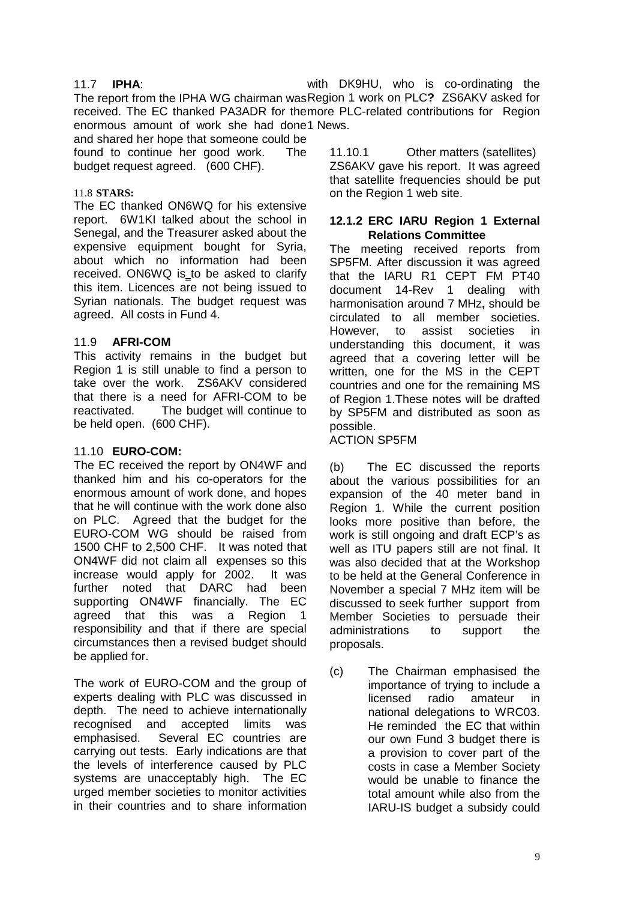11.7 **IPHA**:

The report from the IPHA WG chairman was received. The EC thanked PA3ADR for the enormous amount of work she had done and shared her hope that someone could be found to continue her good work. The budget request agreed. (600 CHF).

11.8 **STARS:**

The EC thanked ON6WQ for his extensive report. 6W1KI talked about the school in Senegal, and the Treasurer asked about the expensive equipment bought for Syria, about which no information had been received. ON6WQ is to be asked to clarify this item. Licences are not being issued to Syrian nationals. The budget request was agreed. All costs in Fund 4.

11.9 **AFRI-COM**

This activity remains in the budget but Region 1 is still unable to find a person to take over the work. ZS6AKV considered that there is a need for AFRI-COM to be reactivated. The budget will continue to be held open. (600 CHF).

11.10 **EURO-COM:**

The EC received the report by ON4WF and thanked him and his co-operators for the enormous amount of work done, and hopes that he will continue with the work done also on PLC. Agreed that the budget for the EURO-COM WG should be raised from 1500 CHF to 2,500 CHF. It was noted that ON4WF did not claim all expenses so this increase would apply for 2002. It was further noted that DARC had been supporting ON4WF financially. The EC agreed that this was a Region 1 responsibility and that if there are special circumstances then a revised budget should be applied for.

The work of EURO-COM and the group of experts dealing with PLC was discussed in depth. The need to achieve internationally recognised and accepted limits was emphasised. Several EC countries are carrying out tests. Early indications are that the levels of interference caused by PLC systems are unacceptably high. The EC urged member societies to monitor activities in their countries and to share information with DK9HU, who is co-ordinating the Region 1 work on PLC**?** ZS6AKV asked for more PLC-related contributions for Region 1 News.

11.10.1 Other matters (satellites)
ZS6AKV gave his report. It was agreed that satellite frequencies should be put on the Region 1 web site.

### 12.1.2 ERC IARU Region 1 External Relations Committee

The meeting received reports from SP5FM. After discussion it was agreed that the IARU R1 CEPT FM PT40 document 14-Rev 1 dealing with harmonisation around 7 MHz**,** should be circulated to all member societies. However, to assist societies in understanding this document, it was agreed that a covering letter will be written, one for the MS in the CEPT countries and one for the remaining MS of Region 1.These notes will be drafted by SP5FM and distributed as soon as possible.

ACTION SP5FM

(b) The EC discussed the reports about the various possibilities for an expansion of the 40 meter band in Region 1. While the current position looks more positive than before, the work is still ongoing and draft ECP's as well as ITU papers still are not final. It was also decided that at the Workshop to be held at the General Conference in November a special 7 MHz item will be discussed to seek further support from Member Societies to persuade their administrations to support the proposals.

(c) The Chairman emphasised the importance of trying to include a licensed radio amateur in national delegations to WRC03. He reminded the EC that within our own Fund 3 budget there is a provision to cover part of the costs in case a Member Society would be unable to finance the total amount while also from the IARU-IS budget a subsidy could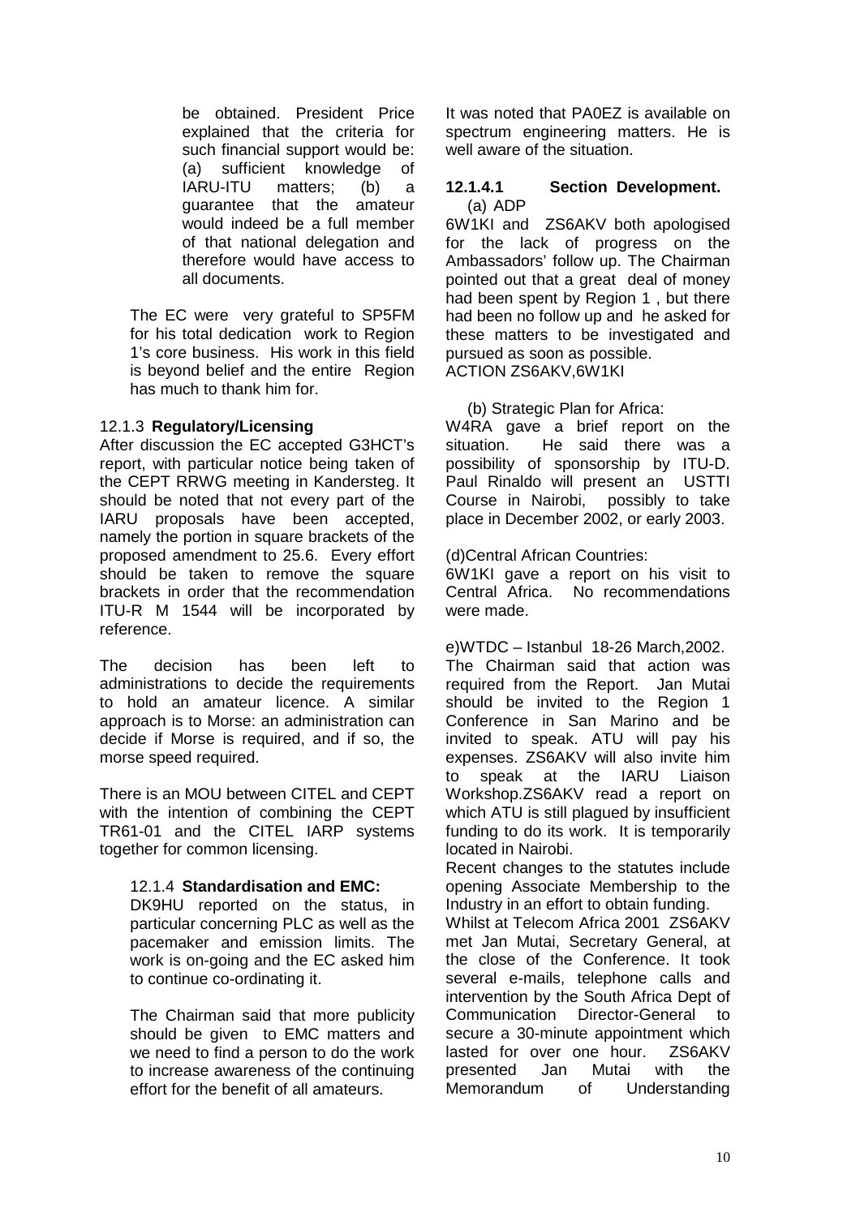be obtained. President Price explained that the criteria for such financial support would be: (a) sufficient knowledge of IARU-ITU matters; (b) a guarantee that the amateur would indeed be a full member of that national delegation and therefore would have access to all documents.

The EC were very grateful to SP5FM for his total dedication work to Region 1's core business. His work in this field is beyond belief and the entire Region has much to thank him for.

12.1.3 **Regulatory/Licensing**

After discussion the EC accepted G3HCT's report, with particular notice being taken of the CEPT RRWG meeting in Kandersteg. It should be noted that not every part of the IARU proposals have been accepted, namely the portion in square brackets of the proposed amendment to 25.6. Every effort should be taken to remove the square brackets in order that the recommendation ITU-R M 1544 will be incorporated by reference.

The decision has been left to administrations to decide the requirements to hold an amateur licence. A similar approach is to Morse: an administration can decide if Morse is required, and if so, the morse speed required.

There is an MOU between CITEL and CEPT with the intention of combining the CEPT TR61-01 and the CITEL IARP systems together for common licensing.

12.1.4 **Standardisation and EMC:**

DK9HU reported on the status, in particular concerning PLC as well as the pacemaker and emission limits. The work is on-going and the EC asked him to continue co-ordinating it.

The Chairman said that more publicity should be given to EMC matters and we need to find a person to do the work to increase awareness of the continuing effort for the benefit of all amateurs.

It was noted that PA0EZ is available on spectrum engineering matters. He is well aware of the situation.

**12.1.4.1 Section Development.**

(a) ADP

6W1KI and ZS6AKV both apologised for the lack of progress on the Ambassadors' follow up. The Chairman pointed out that a great deal of money had been spent by Region 1 , but there had been no follow up and he asked for these matters to be investigated and pursued as soon as possible.
ACTION ZS6AKV,6W1KI

(b) Strategic Plan for Africa:

W4RA gave a brief report on the situation. He said there was a possibility of sponsorship by ITU-D. Paul Rinaldo will present an USTTI Course in Nairobi, possibly to take place in December 2002, or early 2003.

(d)Central African Countries:

6W1KI gave a report on his visit to Central Africa. No recommendations were made.

e)WTDC – Istanbul 18-26 March,2002.

The Chairman said that action was required from the Report. Jan Mutai should be invited to the Region 1 Conference in San Marino and be invited to speak. ATU will pay his expenses. ZS6AKV will also invite him to speak at the IARU Liaison Workshop.ZS6AKV read a report on which ATU is still plagued by insufficient funding to do its work. It is temporarily located in Nairobi.

Recent changes to the statutes include opening Associate Membership to the Industry in an effort to obtain funding.

Whilst at Telecom Africa 2001 ZS6AKV met Jan Mutai, Secretary General, at the close of the Conference. It took several e-mails, telephone calls and intervention by the South Africa Dept of Communication Director-General to secure a 30-minute appointment which lasted for over one hour. ZS6AKV presented Jan Mutai with the Memorandum of Understanding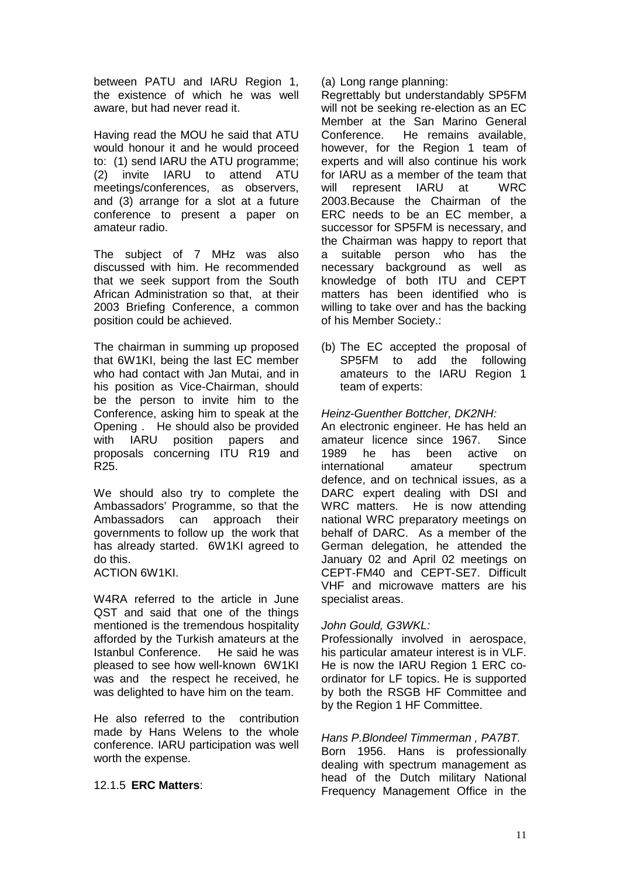between PATU and IARU Region 1, the existence of which he was well aware, but had never read it.

Having read the MOU he said that ATU would honour it and he would proceed to: (1) send IARU the ATU programme; (2) invite IARU to attend ATU meetings/conferences, as observers, and (3) arrange for a slot at a future conference to present a paper on amateur radio.

The subject of 7 MHz was also discussed with him. He recommended that we seek support from the South African Administration so that, at their 2003 Briefing Conference, a common position could be achieved.

The chairman in summing up proposed that 6W1KI, being the last EC member who had contact with Jan Mutai, and in his position as Vice-Chairman, should be the person to invite him to the Conference, asking him to speak at the Opening . He should also be provided with IARU position papers and proposals concerning ITU R19 and R25.

We should also try to complete the Ambassadors' Programme, so that the Ambassadors can approach their governments to follow up the work that has already started. 6W1KI agreed to do this.
ACTION 6W1KI.

W4RA referred to the article in June QST and said that one of the things mentioned is the tremendous hospitality afforded by the Turkish amateurs at the Istanbul Conference. He said he was pleased to see how well-known 6W1KI was and the respect he received, he was delighted to have him on the team.

He also referred to the contribution made by Hans Welens to the whole conference. IARU participation was well worth the expense.

12.1.5 **ERC Matters**:

(a) Long range planning:
Regrettably but understandably SP5FM will not be seeking re-election as an EC Member at the San Marino General Conference. He remains available, however, for the Region 1 team of experts and will also continue his work for IARU as a member of the team that will represent IARU at WRC 2003.Because the Chairman of the ERC needs to be an EC member, a successor for SP5FM is necessary, and the Chairman was happy to report that a suitable person who has the necessary background as well as knowledge of both ITU and CEPT matters has been identified who is willing to take over and has the backing of his Member Society.:

(b) The EC accepted the proposal of SP5FM to add the following amateurs to the IARU Region 1 team of experts:

*Heinz-Guenther Bottcher, DK2NH:*
An electronic engineer. He has held an amateur licence since 1967. Since 1989 he has been active on international amateur spectrum defence, and on technical issues, as a DARC expert dealing with DSI and WRC matters. He is now attending national WRC preparatory meetings on behalf of DARC. As a member of the German delegation, he attended the January 02 and April 02 meetings on CEPT-FM40 and CEPT-SE7. Difficult VHF and microwave matters are his specialist areas.

*John Gould, G3WKL:*
Professionally involved in aerospace, his particular amateur interest is in VLF. He is now the IARU Region 1 ERC co-ordinator for LF topics. He is supported by both the RSGB HF Committee and by the Region 1 HF Committee.

*Hans P.Blondeel Timmerman , PA7BT.*
Born 1956. Hans is professionally dealing with spectrum management as head of the Dutch military National Frequency Management Office in the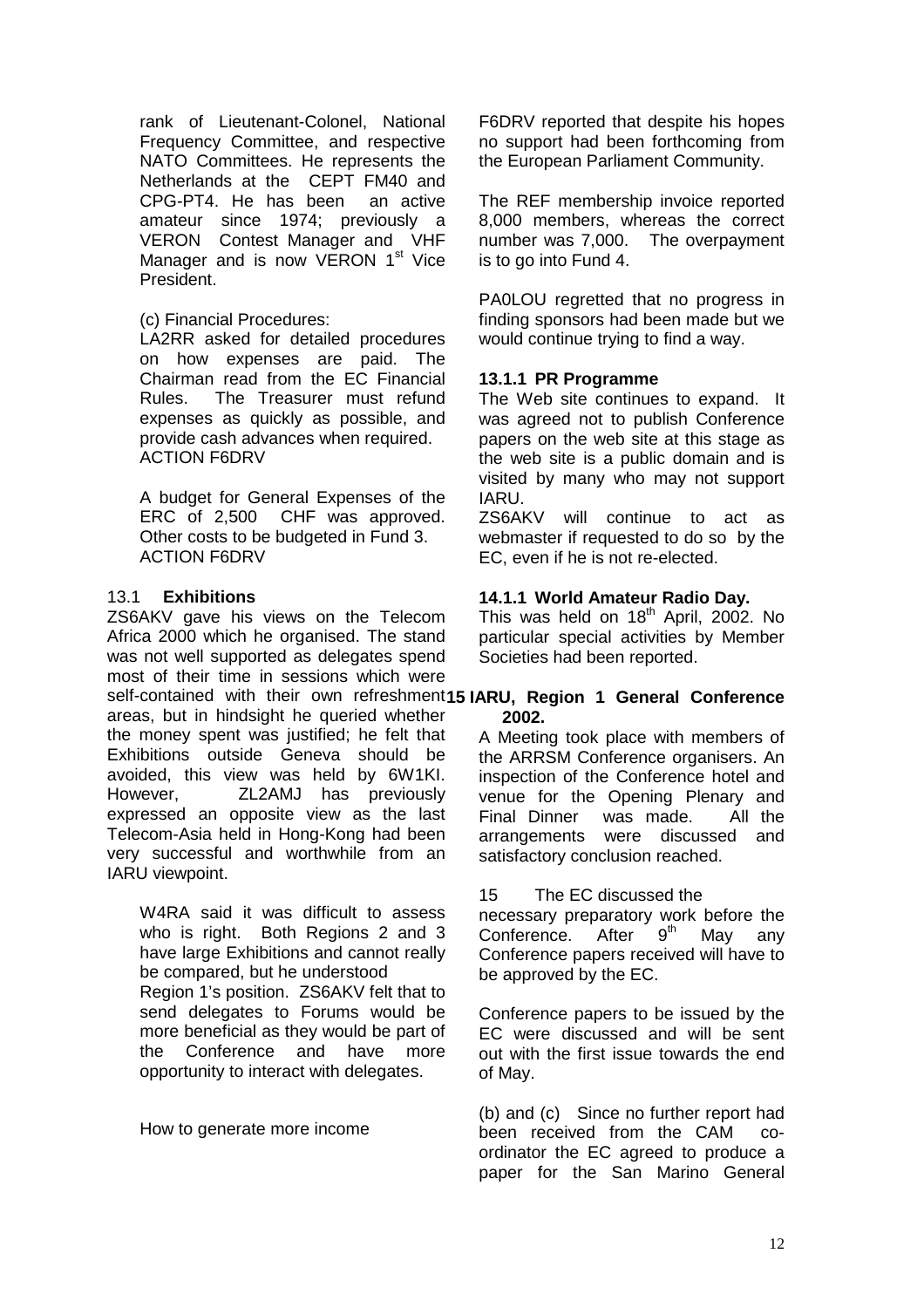rank of Lieutenant-Colonel, National Frequency Committee, and respective NATO Committees. He represents the Netherlands at the CEPT FM40 and CPG-PT4. He has been an active amateur since 1974; previously a VERON Contest Manager and VHF Manager and is now VERON 1st Vice President.

(c) Financial Procedures:
LA2RR asked for detailed procedures on how expenses are paid. The Chairman read from the EC Financial Rules. The Treasurer must refund expenses as quickly as possible, and provide cash advances when required.
ACTION F6DRV

A budget for General Expenses of the ERC of 2,500 CHF was approved. Other costs to be budgeted in Fund 3.
ACTION F6DRV

### 13.1 Exhibitions

ZS6AKV gave his views on the Telecom Africa 2000 which he organised. The stand was not well supported as delegates spend most of their time in sessions which were self-contained with their own refreshment areas, but in hindsight he queried whether the money spent was justified; he felt that Exhibitions outside Geneva should be avoided, this view was held by 6W1KI. However, ZL2AMJ has previously expressed an opposite view as the last Telecom-Asia held in Hong-Kong had been very successful and worthwhile from an IARU viewpoint.

W4RA said it was difficult to assess who is right. Both Regions 2 and 3 have large Exhibitions and cannot really be compared, but he understood Region 1's position. ZS6AKV felt that to send delegates to Forums would be more beneficial as they would be part of the Conference and have more opportunity to interact with delegates.

How to generate more income

F6DRV reported that despite his hopes no support had been forthcoming from the European Parliament Community.

The REF membership invoice reported 8,000 members, whereas the correct number was 7,000. The overpayment is to go into Fund 4.

PA0LOU regretted that no progress in finding sponsors had been made but we would continue trying to find a way.

### 13.1.1 PR Programme

The Web site continues to expand. It was agreed not to publish Conference papers on the web site at this stage as the web site is a public domain and is visited by many who may not support IARU.
ZS6AKV will continue to act as webmaster if requested to do so by the EC, even if he is not re-elected.

### 14.1.1 World Amateur Radio Day.

This was held on 18th April, 2002. No particular special activities by Member Societies had been reported.

## 15 IARU, Region 1 General Conference 2002.

A Meeting took place with members of the ARRSM Conference organisers. An inspection of the Conference hotel and venue for the Opening Plenary and Final Dinner was made. All the arrangements were discussed and satisfactory conclusion reached.

15 The EC discussed the necessary preparatory work before the Conference. After 9th May any Conference papers received will have to be approved by the EC.

Conference papers to be issued by the EC were discussed and will be sent out with the first issue towards the end of May.

(b) and (c) Since no further report had been received from the CAM co-ordinator the EC agreed to produce a paper for the San Marino General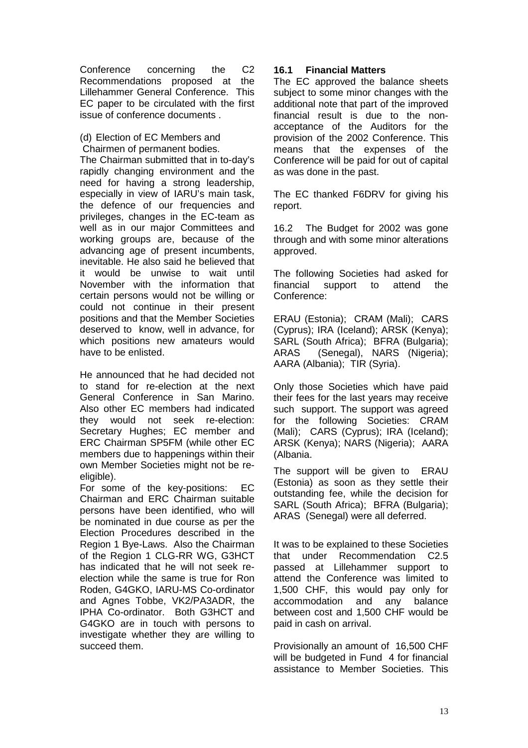Conference concerning the C2 Recommendations proposed at the Lillehammer General Conference. This EC paper to be circulated with the first issue of conference documents .

(d) Election of EC Members and Chairmen of permanent bodies.

The Chairman submitted that in to-day's rapidly changing environment and the need for having a strong leadership, especially in view of IARU's main task, the defence of our frequencies and privileges, changes in the EC-team as well as in our major Committees and working groups are, because of the advancing age of present incumbents, inevitable. He also said he believed that it would be unwise to wait until November with the information that certain persons would not be willing or could not continue in their present positions and that the Member Societies deserved to know, well in advance, for which positions new amateurs would have to be enlisted.

He announced that he had decided not to stand for re-election at the next General Conference in San Marino. Also other EC members had indicated they would not seek re-election: Secretary Hughes; EC member and ERC Chairman SP5FM (while other EC members due to happenings within their own Member Societies might not be re-eligible).

For some of the key-positions: EC Chairman and ERC Chairman suitable persons have been identified, who will be nominated in due course as per the Election Procedures described in the Region 1 Bye-Laws. Also the Chairman of the Region 1 CLG-RR WG, G3HCT has indicated that he will not seek re-election while the same is true for Ron Roden, G4GKO, IARU-MS Co-ordinator and Agnes Tobbe, VK2/PA3ADR, the IPHA Co-ordinator. Both G3HCT and G4GKO are in touch with persons to investigate whether they are willing to succeed them.

### 16.1 Financial Matters

The EC approved the balance sheets subject to some minor changes with the additional note that part of the improved financial result is due to the non-acceptance of the Auditors for the provision of the 2002 Conference. This means that the expenses of the Conference will be paid for out of capital as was done in the past.

The EC thanked F6DRV for giving his report.

16.2 The Budget for 2002 was gone through and with some minor alterations approved.

The following Societies had asked for financial support to attend the Conference:

ERAU (Estonia); CRAM (Mali); CARS (Cyprus); IRA (Iceland); ARSK (Kenya); SARL (South Africa); BFRA (Bulgaria); ARAS (Senegal), NARS (Nigeria); AARA (Albania); TIR (Syria).

Only those Societies which have paid their fees for the last years may receive such support. The support was agreed for the following Societies: CRAM (Mali); CARS (Cyprus); IRA (Iceland); ARSK (Kenya); NARS (Nigeria); AARA (Albania.

The support will be given to ERAU (Estonia) as soon as they settle their outstanding fee, while the decision for SARL (South Africa); BFRA (Bulgaria); ARAS (Senegal) were all deferred.

It was to be explained to these Societies that under Recommendation C2.5 passed at Lillehammer support to attend the Conference was limited to 1,500 CHF, this would pay only for accommodation and any balance between cost and 1,500 CHF would be paid in cash on arrival.

Provisionally an amount of 16,500 CHF will be budgeted in Fund 4 for financial assistance to Member Societies. This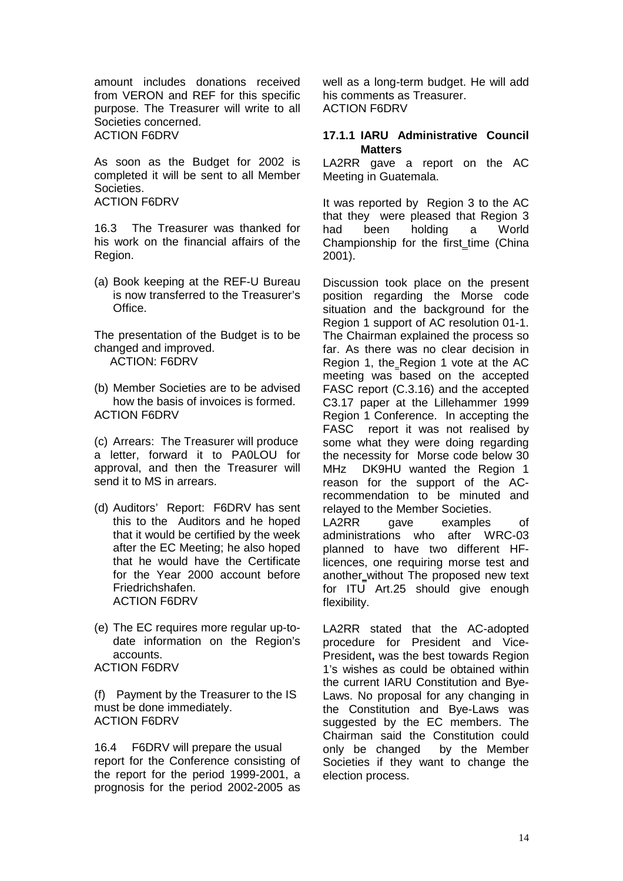amount includes donations received from VERON and REF for this specific purpose. The Treasurer will write to all Societies concerned.
ACTION F6DRV

As soon as the Budget for 2002 is completed it will be sent to all Member Societies.
ACTION F6DRV

16.3 The Treasurer was thanked for his work on the financial affairs of the Region.

(a) Book keeping at the REF-U Bureau is now transferred to the Treasurer's Office.

The presentation of the Budget is to be changed and improved.
ACTION: F6DRV

(b) Member Societies are to be advised how the basis of invoices is formed.
ACTION F6DRV

(c) Arrears: The Treasurer will produce a letter, forward it to PA0LOU for approval, and then the Treasurer will send it to MS in arrears.

(d) Auditors' Report: F6DRV has sent this to the Auditors and he hoped that it would be certified by the week after the EC Meeting; he also hoped that he would have the Certificate for the Year 2000 account before Friedrichshafen.
ACTION F6DRV

(e) The EC requires more regular up-to-date information on the Region's accounts.
ACTION F6DRV

(f) Payment by the Treasurer to the IS must be done immediately.
ACTION F6DRV

16.4 F6DRV will prepare the usual report for the Conference consisting of the report for the period 1999-2001, a prognosis for the period 2002-2005 as well as a long-term budget. He will add his comments as Treasurer.
ACTION F6DRV

### 17.1.1 IARU Administrative Council Matters

LA2RR gave a report on the AC Meeting in Guatemala.

It was reported by Region 3 to the AC that they were pleased that Region 3 had been holding a World Championship for the first time (China 2001).

Discussion took place on the present position regarding the Morse code situation and the background for the Region 1 support of AC resolution 01-1. The Chairman explained the process so far. As there was no clear decision in Region 1, the Region 1 vote at the AC meeting was based on the accepted FASC report (C.3.16) and the accepted C3.17 paper at the Lillehammer 1999 Region 1 Conference. In accepting the FASC report it was not realised by some what they were doing regarding the necessity for Morse code below 30 MHz DK9HU wanted the Region 1 reason for the support of the AC-recommendation to be minuted and relayed to the Member Societies.
LA2RR gave examples of administrations who after WRC-03 planned to have two different HF-licences, one requiring morse test and another without The proposed new text for ITU Art.25 should give enough flexibility.

LA2RR stated that the AC-adopted procedure for President and Vice-President**,** was the best towards Region 1's wishes as could be obtained within the current IARU Constitution and Bye-Laws. No proposal for any changing in the Constitution and Bye-Laws was suggested by the EC members. The Chairman said the Constitution could only be changed by the Member Societies if they want to change the election process.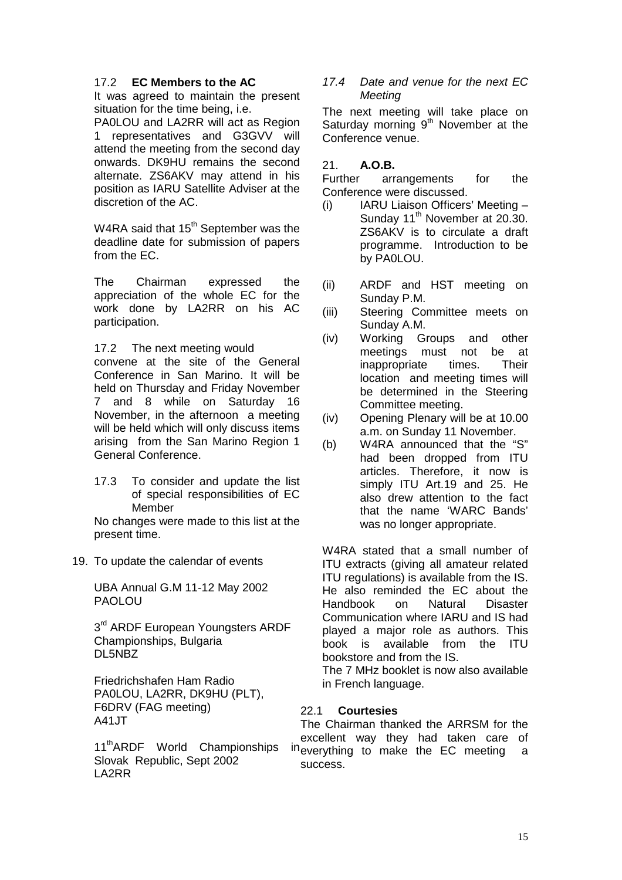17.2 **EC Members to the AC**

It was agreed to maintain the present situation for the time being, i.e.

PA0LOU and LA2RR will act as Region 1 representatives and G3GVV will attend the meeting from the second day onwards. DK9HU remains the second alternate. ZS6AKV may attend in his position as IARU Satellite Adviser at the discretion of the AC.

W4RA said that 15th September was the deadline date for submission of papers from the EC.

The Chairman expressed the appreciation of the whole EC for the work done by LA2RR on his AC participation.

17.2 The next meeting would convene at the site of the General Conference in San Marino. It will be held on Thursday and Friday November 7 and 8 while on Saturday 16 November, in the afternoon a meeting will be held which will only discuss items arising from the San Marino Region 1 General Conference.

17.3 To consider and update the list of special responsibilities of EC Member

No changes were made to this list at the present time.

19. To update the calendar of events

UBA Annual G.M 11-12 May 2002
PAOLOU

3rd ARDF European Youngsters ARDF Championships, Bulgaria
DL5NBZ

Friedrichshafen Ham Radio
PA0LOU, LA2RR, DK9HU (PLT), F6DRV (FAG meeting)
A41JT

11thARDF World Championships in Slovak Republic, Sept 2002
LA2RR

*17.4 Date and venue for the next EC Meeting*

The next meeting will take place on Saturday morning 9th November at the Conference venue.

21. **A.O.B.**

Further arrangements for the Conference were discussed.

(i) IARU Liaison Officers' Meeting – Sunday 11th November at 20.30. ZS6AKV is to circulate a draft programme. Introduction to be by PA0LOU.

(ii) ARDF and HST meeting on Sunday P.M.

(iii) Steering Committee meets on Sunday A.M.

(iv) Working Groups and other meetings must not be at inappropriate times. Their location and meeting times will be determined in the Steering Committee meeting.

(iv) Opening Plenary will be at 10.00 a.m. on Sunday 11 November.

(b) W4RA announced that the "S" had been dropped from ITU articles. Therefore, it now is simply ITU Art.19 and 25. He also drew attention to the fact that the name 'WARC Bands' was no longer appropriate.

W4RA stated that a small number of ITU extracts (giving all amateur related ITU regulations) is available from the IS. He also reminded the EC about the Handbook on Natural Disaster Communication where IARU and IS had played a major role as authors. This book is available from the ITU bookstore and from the IS.

The 7 MHz booklet is now also available in French language.

22.1 **Courtesies**

The Chairman thanked the ARRSM for the excellent way they had taken care of everything to make the EC meeting a success.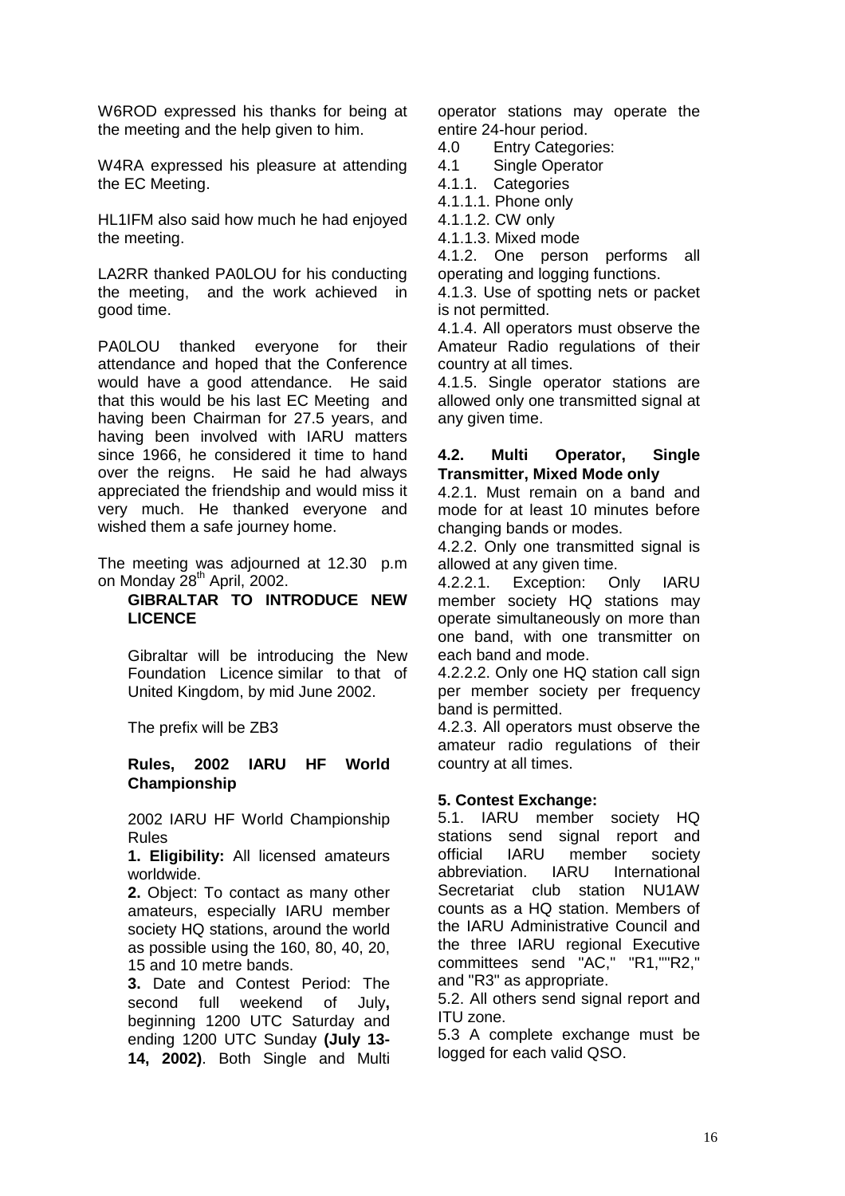W6ROD expressed his thanks for being at the meeting and the help given to him.

W4RA expressed his pleasure at attending the EC Meeting.

HL1IFM also said how much he had enjoyed the meeting.

LA2RR thanked PA0LOU for his conducting the meeting, and the work achieved in good time.

PA0LOU thanked everyone for their attendance and hoped that the Conference would have a good attendance. He said that this would be his last EC Meeting and having been Chairman for 27.5 years, and having been involved with IARU matters since 1966, he considered it time to hand over the reigns. He said he had always appreciated the friendship and would miss it very much. He thanked everyone and wished them a safe journey home.

The meeting was adjourned at 12.30 p.m on Monday 28th April, 2002.

**GIBRALTAR TO INTRODUCE NEW LICENCE**

Gibraltar will be introducing the New Foundation Licence similar to that of United Kingdom, by mid June 2002.

The prefix will be ZB3

**Rules, 2002 IARU HF World Championship**

2002 IARU HF World Championship Rules

**1. Eligibility:** All licensed amateurs worldwide.

**2.** Object: To contact as many other amateurs, especially IARU member society HQ stations, around the world as possible using the 160, 80, 40, 20, 15 and 10 metre bands.

**3.** Date and Contest Period: The second full weekend of July**,** beginning 1200 UTC Saturday and ending 1200 UTC Sunday **(July 13-14, 2002)**. Both Single and Multi operator stations may operate the entire 24-hour period.

4.0 Entry Categories:

4.1 Single Operator

4.1.1. Categories

4.1.1.1. Phone only

4.1.1.2. CW only

4.1.1.3. Mixed mode

4.1.2. One person performs all operating and logging functions.

4.1.3. Use of spotting nets or packet is not permitted.

4.1.4. All operators must observe the Amateur Radio regulations of their country at all times.

4.1.5. Single operator stations are allowed only one transmitted signal at any given time.

**4.2. Multi Operator, Single Transmitter, Mixed Mode only**

4.2.1. Must remain on a band and mode for at least 10 minutes before changing bands or modes.

4.2.2. Only one transmitted signal is allowed at any given time.

4.2.2.1. Exception: Only IARU member society HQ stations may operate simultaneously on more than one band, with one transmitter on each band and mode.

4.2.2.2. Only one HQ station call sign per member society per frequency band is permitted.

4.2.3. All operators must observe the amateur radio regulations of their country at all times.

**5. Contest Exchange:**

5.1. IARU member society HQ stations send signal report and official IARU member society abbreviation. IARU International Secretariat club station NU1AW counts as a HQ station. Members of the IARU Administrative Council and the three IARU regional Executive committees send "AC," "R1,""R2," and "R3" as appropriate.

5.2. All others send signal report and ITU zone.

5.3 A complete exchange must be logged for each valid QSO.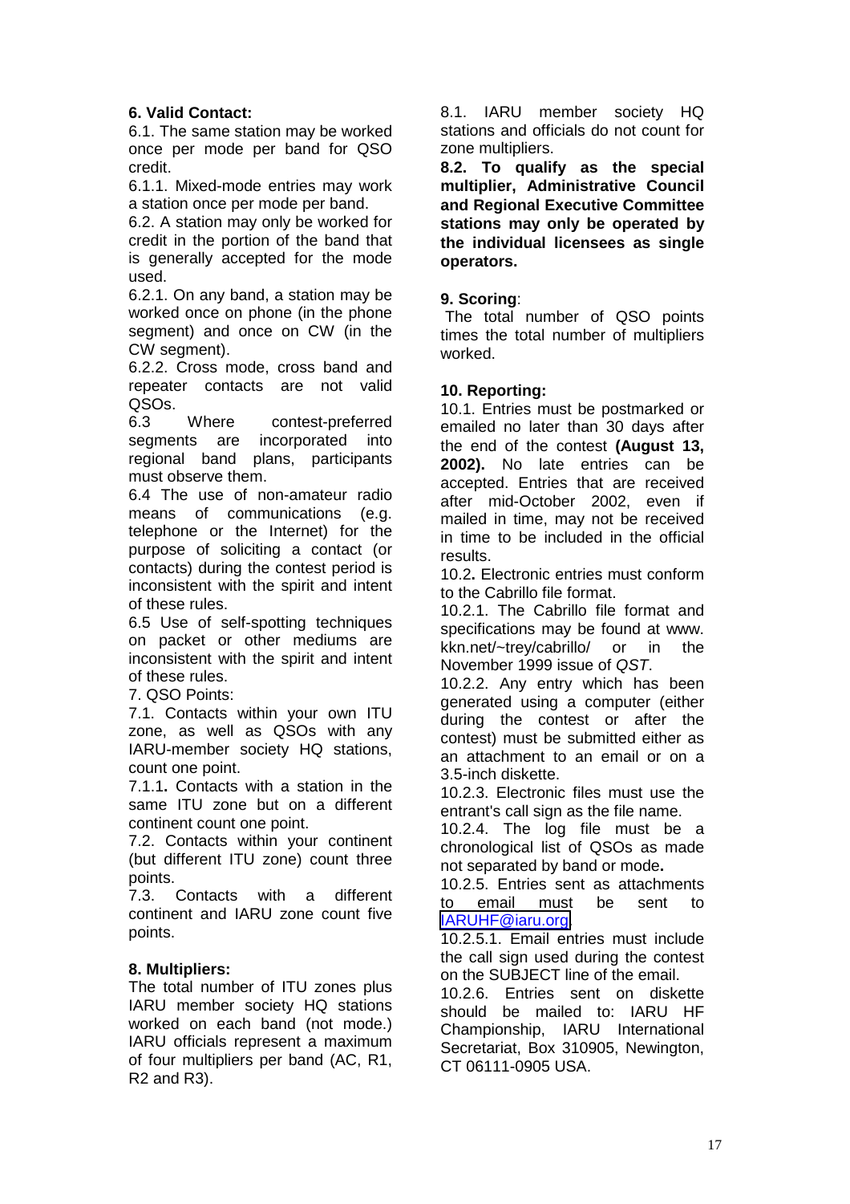**6. Valid Contact:**

6.1. The same station may be worked once per mode per band for QSO credit.

6.1.1. Mixed-mode entries may work a station once per mode per band.

6.2. A station may only be worked for credit in the portion of the band that is generally accepted for the mode used.

6.2.1. On any band, a station may be worked once on phone (in the phone segment) and once on CW (in the CW segment).

6.2.2. Cross mode, cross band and repeater contacts are not valid QSOs.

6.3 Where contest-preferred segments are incorporated into regional band plans, participants must observe them.

6.4 The use of non-amateur radio means of communications (e.g. telephone or the Internet) for the purpose of soliciting a contact (or contacts) during the contest period is inconsistent with the spirit and intent of these rules.

6.5 Use of self-spotting techniques on packet or other mediums are inconsistent with the spirit and intent of these rules.

7. QSO Points:

7.1. Contacts within your own ITU zone, as well as QSOs with any IARU-member society HQ stations, count one point.

7.1.1**.** Contacts with a station in the same ITU zone but on a different continent count one point.

7.2. Contacts within your continent (but different ITU zone) count three points.

7.3. Contacts with a different continent and IARU zone count five points.

**8. Multipliers:**

The total number of ITU zones plus IARU member society HQ stations worked on each band (not mode.) IARU officials represent a maximum of four multipliers per band (AC, R1, R2 and R3).

8.1. IARU member society HQ stations and officials do not count for zone multipliers.

**8.2. To qualify as the special multiplier, Administrative Council and Regional Executive Committee stations may only be operated by the individual licensees as single operators.**

**9. Scoring**:

The total number of QSO points times the total number of multipliers worked.

**10. Reporting:**

10.1. Entries must be postmarked or emailed no later than 30 days after the end of the contest **(August 13, 2002).** No late entries can be accepted. Entries that are received after mid-October 2002, even if mailed in time, may not be received in time to be included in the official results.

10.2**.** Electronic entries must conform to the Cabrillo file format.

10.2.1. The Cabrillo file format and specifications may be found at www. kkn.net/~trey/cabrillo/ or in the November 1999 issue of *QST*.

10.2.2. Any entry which has been generated using a computer (either during the contest or after the contest) must be submitted either as an attachment to an email or on a 3.5-inch diskette.

10.2.3. Electronic files must use the entrant's call sign as the file name.

10.2.4. The log file must be a chronological list of QSOs as made not separated by band or mode**.**

10.2.5. Entries sent as attachments to email must be sent to IARUHF@iaru.org

10.2.5.1. Email entries must include the call sign used during the contest on the SUBJECT line of the email.

10.2.6. Entries sent on diskette should be mailed to: IARU HF Championship, IARU International Secretariat, Box 310905, Newington, CT 06111-0905 USA.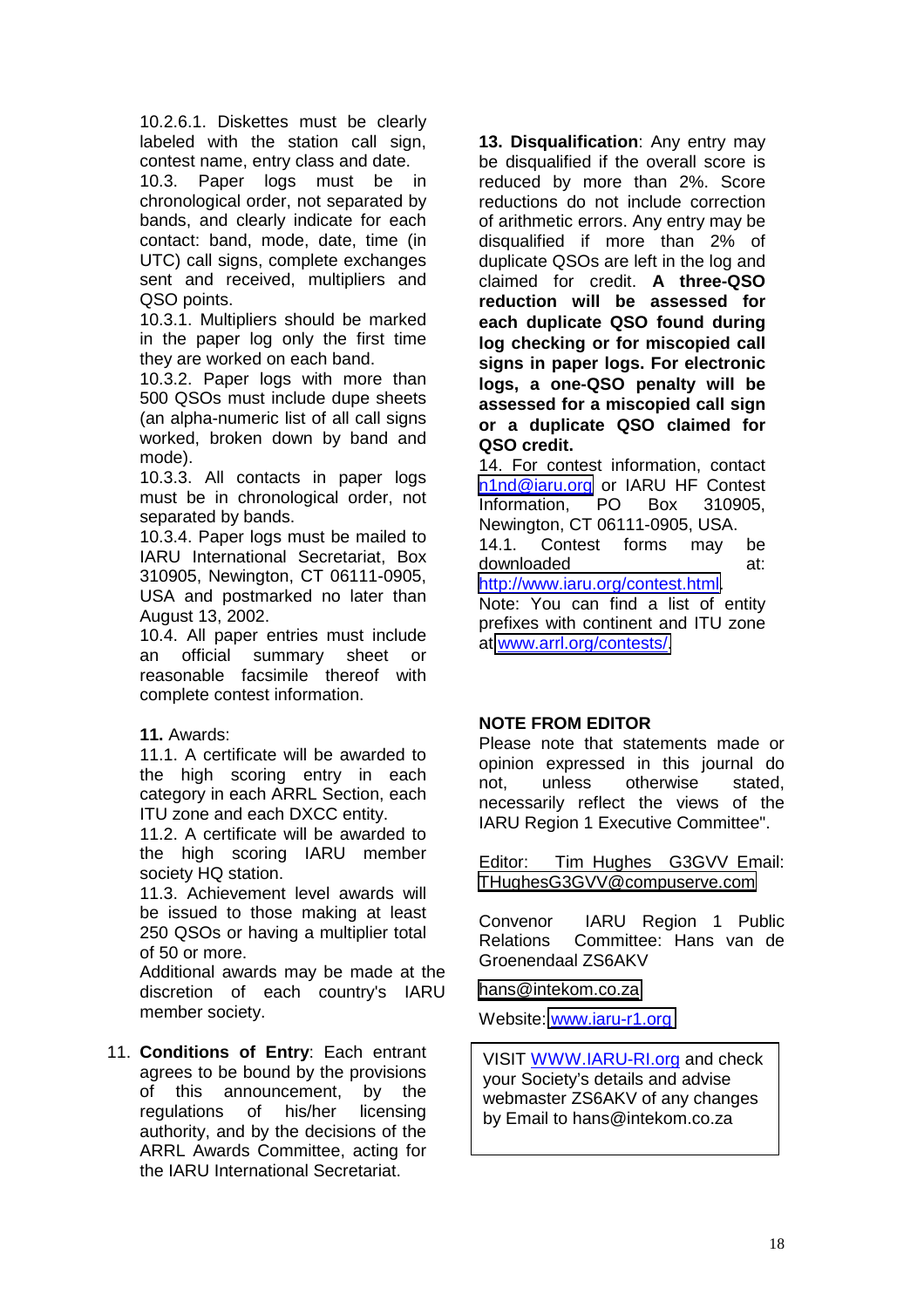10.2.6.1. Diskettes must be clearly labeled with the station call sign, contest name, entry class and date.

10.3. Paper logs must be in chronological order, not separated by bands, and clearly indicate for each contact: band, mode, date, time (in UTC) call signs, complete exchanges sent and received, multipliers and QSO points.

10.3.1. Multipliers should be marked in the paper log only the first time they are worked on each band.

10.3.2. Paper logs with more than 500 QSOs must include dupe sheets (an alpha-numeric list of all call signs worked, broken down by band and mode).

10.3.3. All contacts in paper logs must be in chronological order, not separated by bands.

10.3.4. Paper logs must be mailed to IARU International Secretariat, Box 310905, Newington, CT 06111-0905, USA and postmarked no later than August 13, 2002.

10.4. All paper entries must include an official summary sheet or reasonable facsimile thereof with complete contest information.

**11.** Awards:

11.1. A certificate will be awarded to the high scoring entry in each category in each ARRL Section, each ITU zone and each DXCC entity.

11.2. A certificate will be awarded to the high scoring IARU member society HQ station.

11.3. Achievement level awards will be issued to those making at least 250 QSOs or having a multiplier total of 50 or more.

Additional awards may be made at the discretion of each country's IARU member society.

11. **Conditions of Entry**: Each entrant agrees to be bound by the provisions of this announcement, by the regulations of his/her licensing authority, and by the decisions of the ARRL Awards Committee, acting for the IARU International Secretariat.

**13. Disqualification**: Any entry may be disqualified if the overall score is reduced by more than 2%. Score reductions do not include correction of arithmetic errors. Any entry may be disqualified if more than 2% of duplicate QSOs are left in the log and claimed for credit. **A three-QSO reduction will be assessed for each duplicate QSO found during log checking or for miscopied call signs in paper logs. For electronic logs, a one-QSO penalty will be assessed for a miscopied call sign or a duplicate QSO claimed for QSO credit.**

14. For contest information, contact n1nd@iaru.org or IARU HF Contest Information, PO Box 310905, Newington, CT 06111-0905, USA.

14.1. Contest forms may be downloaded at: http://www.iaru.org/contest.html.

Note: You can find a list of entity prefixes with continent and ITU zone at www.arrl.org/contests/.

**NOTE FROM EDITOR**

Please note that statements made or opinion expressed in this journal do not, unless otherwise stated, necessarily reflect the views of the IARU Region 1 Executive Committee".

Editor: Tim Hughes G3GVV Email: THughesG3GVV@compuserve.com

Convenor IARU Region 1 Public Relations Committee: Hans van de Groenendaal ZS6AKV

hans@intekom.co.za

Website: www.iaru-r1.org

VISIT WWW.IARU-RI.org and check your Society's details and advise webmaster ZS6AKV of any changes by Email to hans@intekom.co.za